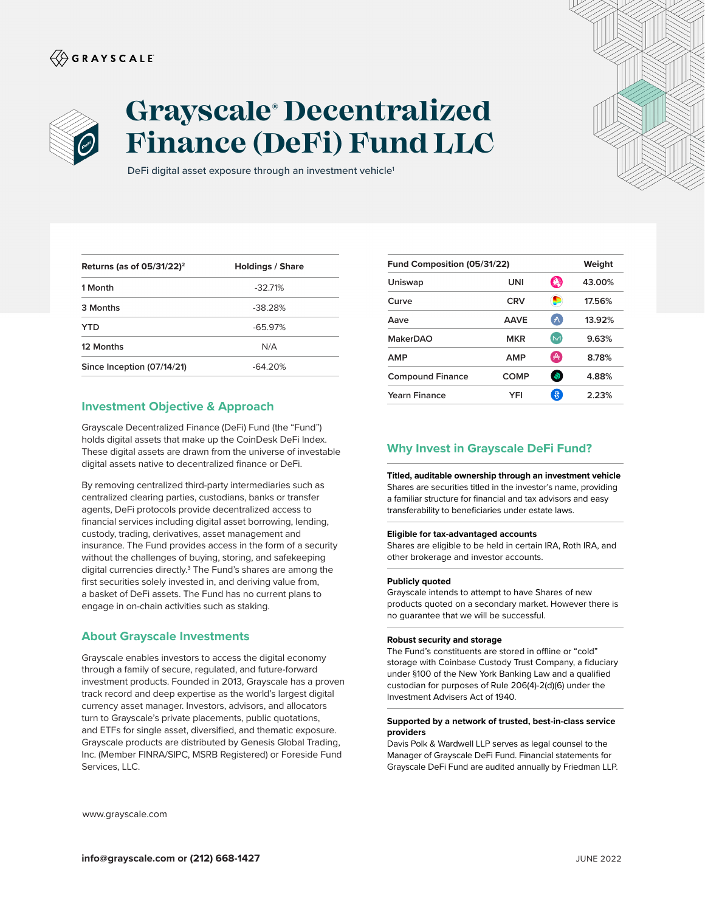GRAYSCALE

# Grayscale® Decentralized Finance (DeFi) Fund LLC

DeFi digital asset exposure through an investment vehicle[1]

| Returns (as of 05/31/22)[2] | Holdings / Share |
|---|---|
| 1 Month | -32.71% |
| 3 Months | -38.28% |
| YTD | -65.97% |
| 12 Months | N/A |
| Since Inception (07/14/21) | -64.20% |

| Fund Composition (05/31/22) | | Weight |
|---|---|---|
| Uniswap | UNI | 43.00% |
| Curve | CRV | 17.56% |
| Aave | AAVE | 13.92% |
| MakerDAO | MKR | 9.63% |
| AMP | AMP | 8.78% |
| Compound Finance | COMP | 4.88% |
| Yearn Finance | YFI | 2.23% |

## Investment Objective & Approach

Grayscale Decentralized Finance (DeFi) Fund (the "Fund") holds digital assets that make up the CoinDesk DeFi Index. These digital assets are drawn from the universe of investable digital assets native to decentralized finance or DeFi.

By removing centralized third-party intermediaries such as centralized clearing parties, custodians, banks or transfer agents, DeFi protocols provide decentralized access to financial services including digital asset borrowing, lending, custody, trading, derivatives, asset management and insurance. The Fund provides access in the form of a security without the challenges of buying, storing, and safekeeping digital currencies directly.[3] The Fund's shares are among the first securities solely invested in, and deriving value from, a basket of DeFi assets. The Fund has no current plans to engage in on-chain activities such as staking.

## About Grayscale Investments

Grayscale enables investors to access the digital economy through a family of secure, regulated, and future-forward investment products. Founded in 2013, Grayscale has a proven track record and deep expertise as the world's largest digital currency asset manager. Investors, advisors, and allocators turn to Grayscale's private placements, public quotations, and ETFs for single asset, diversified, and thematic exposure. Grayscale products are distributed by Genesis Global Trading, Inc. (Member FINRA/SIPC, MSRB Registered) or Foreside Fund Services, LLC.

## Why Invest in Grayscale DeFi Fund?

**Titled, auditable ownership through an investment vehicle**
Shares are securities titled in the investor's name, providing a familiar structure for financial and tax advisors and easy transferability to beneficiaries under estate laws.

**Eligible for tax-advantaged accounts**
Shares are eligible to be held in certain IRA, Roth IRA, and other brokerage and investor accounts.

**Publicly quoted**
Grayscale intends to attempt to have Shares of new products quoted on a secondary market. However there is no guarantee that we will be successful.

**Robust security and storage**
The Fund's constituents are stored in offline or "cold" storage with Coinbase Custody Trust Company, a fiduciary under §100 of the New York Banking Law and a qualified custodian for purposes of Rule 206(4)-2(d)(6) under the Investment Advisers Act of 1940.

**Supported by a network of trusted, best-in-class service providers**
Davis Polk & Wardwell LLP serves as legal counsel to the Manager of Grayscale DeFi Fund. Financial statements for Grayscale DeFi Fund are audited annually by Friedman LLP.

www.grayscale.com

**info@grayscale.com or (212) 668-1427**

JUNE 2022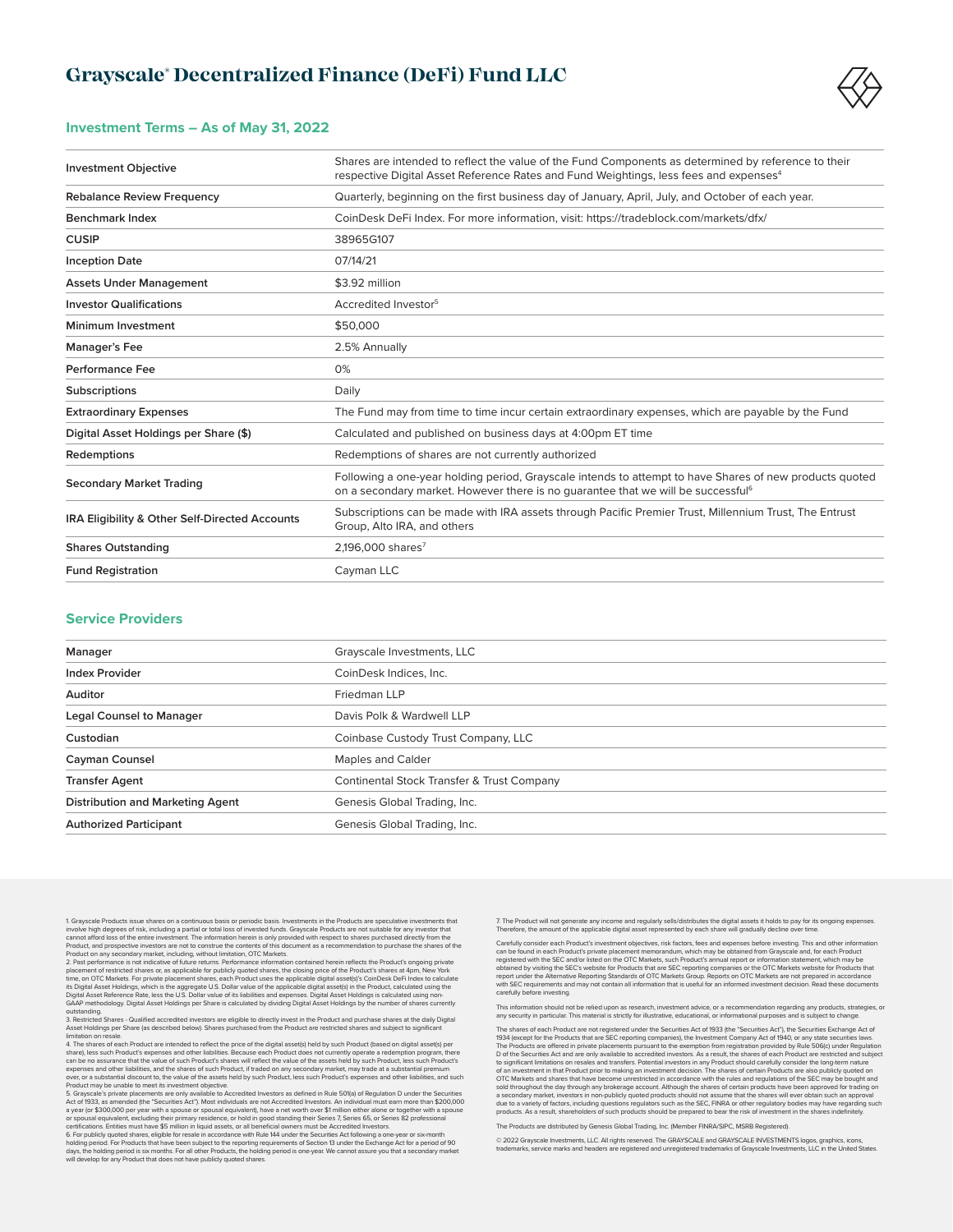# Grayscale® Decentralized Finance (DeFi) Fund LLC

## Investment Terms – As of May 31, 2022

| | |
|---|---|
| Investment Objective | Shares are intended to reflect the value of the Fund Components as determined by reference to their respective Digital Asset Reference Rates and Fund Weightings, less fees and expenses[4] |
| Rebalance Review Frequency | Quarterly, beginning on the first business day of January, April, July, and October of each year. |
| Benchmark Index | CoinDesk DeFi Index. For more information, visit: https://tradeblock.com/markets/dfx/ |
| CUSIP | 38965G107 |
| Inception Date | 07/14/21 |
| Assets Under Management | $3.92 million |
| Investor Qualifications | Accredited Investor[5] |
| Minimum Investment | $50,000 |
| Manager's Fee | 2.5% Annually |
| Performance Fee | 0% |
| Subscriptions | Daily |
| Extraordinary Expenses | The Fund may from time to time incur certain extraordinary expenses, which are payable by the Fund |
| Digital Asset Holdings per Share ($) | Calculated and published on business days at 4:00pm ET time |
| Redemptions | Redemptions of shares are not currently authorized |
| Secondary Market Trading | Following a one-year holding period, Grayscale intends to attempt to have Shares of new products quoted on a secondary market. However there is no guarantee that we will be successful[6] |
| IRA Eligibility & Other Self-Directed Accounts | Subscriptions can be made with IRA assets through Pacific Premier Trust, Millennium Trust, The Entrust Group, Alto IRA, and others |
| Shares Outstanding | 2,196,000 shares[7] |
| Fund Registration | Cayman LLC |

## Service Providers

| | |
|---|---|
| Manager | Grayscale Investments, LLC |
| Index Provider | CoinDesk Indices, Inc. |
| Auditor | Friedman LLP |
| Legal Counsel to Manager | Davis Polk & Wardwell LLP |
| Custodian | Coinbase Custody Trust Company, LLC |
| Cayman Counsel | Maples and Calder |
| Transfer Agent | Continental Stock Transfer & Trust Company |
| Distribution and Marketing Agent | Genesis Global Trading, Inc. |
| Authorized Participant | Genesis Global Trading, Inc. |

1. Grayscale Products issue shares on a continuous basis or periodic basis. Investments in the Products are speculative investments that involve high degrees of risk, including a partial or total loss of invested funds. Grayscale Products are not suitable for any investor that cannot afford loss of the entire investment. The information herein is only provided with respect to shares purchased directly from the Product, and prospective investors are not to construe the contents of this document as a recommendation to purchase the shares of the Product on any secondary market, including, without limitation, OTC Markets.
2. Past performance is not indicative of future returns. Performance information contained herein reflects the Product's ongoing private placement of restricted shares or, as applicable for publicly quoted shares, the closing price of the Product's shares at 4pm, New York time, on OTC Markets. For private placement shares, each Product uses the applicable digital asset(s)'s CoinDesk DeFi Index to calculate its Digital Asset Holdings, which is the aggregate U.S. Dollar value of the applicable digital asset(s) in the Product, calculated using the Digital Asset Reference Rate, less the U.S. Dollar value of its liabilities and expenses. Digital Asset Holdings is calculated using non-GAAP methodology. Digital Asset Holdings per Share is calculated by dividing Digital Asset Holdings by the number of shares currently outstanding.
3. Restricted Shares - Qualified accredited investors are eligible to directly invest in the Product and purchase shares at the daily Digital Asset Holdings per Share (as described below). Shares purchased from the Product are restricted shares and subject to significant limitation on resale.
4. The shares of each Product are intended to reflect the price of the digital asset(s) held by such Product (based on digital asset(s) per share), less such Product's expenses and other liabilities. Because each Product does not currently operate a redemption program, there can be no assurance that the value of such Product's shares will reflect the value of the assets held by such Product, less such Product's expenses and other liabilities, and the shares of such Product, if traded on any secondary market, may trade at a substantial premium over, or a substantial discount to, the value of the assets held by such Product, less such Product's expenses and other liabilities, and such Product may be unable to meet its investment objective.
5. Grayscale's private placements are only available to Accredited Investors as defined in Rule 501(a) of Regulation D under the Securities Act of 1933, as amended (the "Securities Act"). Most individuals are not Accredited Investors. An individual must earn more than $200,000 a year (or $300,000 per year with a spouse or spousal equivalent), have a net worth over $1 million either alone or together with a spouse or spousal equivalent, excluding their primary residence, or hold in good standing their Series 7, Series 65, or Series 82 professional certifications. Entities must have $5 million in liquid assets, or all beneficial owners must be Accredited Investors.
6. For publicly quoted shares, eligible for resale in accordance with Rule 144 under the Securities Act following a one-year or six-month holding period. For Products that have been subject to the reporting requirements of Section 13 under the Exchange Act for a period of 90 days, the holding period is six months. For all other Products, the holding period is one-year. We cannot assure you that a secondary market will develop for any Product that does not have publicly quoted shares.
7. The Product will not generate any income and regularly sells/distributes the digital assets it holds to pay for its ongoing expenses. Therefore, the amount of the applicable digital asset represented by each share will gradually decline over time.

Carefully consider each Product's investment objectives, risk factors, fees and expenses before investing. This and other information can be found in each Product's private placement memorandum, which may be obtained from Grayscale and, for each Product registered with the SEC and/or listed on the OTC Markets, such Product's annual report or information statement, which may be obtained by visiting the SEC's website for Products that are SEC reporting companies or the OTC Markets website for Products that report under the Alternative Reporting Standards of OTC Markets Group. Reports on OTC Markets are not prepared in accordance with SEC requirements and may not contain all information that is useful for an informed investment decision. Read these documents carefully before investing.

This information should not be relied upon as research, investment advice, or a recommendation regarding any products, strategies, or any security in particular. This material is strictly for illustrative, educational, or informational purposes and is subject to change.

The shares of each Product are not registered under the Securities Act of 1933 (the "Securities Act"), the Securities Exchange Act of 1934 (except for the Products that are SEC reporting companies), the Investment Company Act of 1940, or any state securities laws. The Products are offered in private placements pursuant to the exemption from registration provided by Rule 506(c) under Regulation D of the Securities Act and are only available to accredited investors. As a result, the shares of each Product are restricted and subject to significant limitations on resales and transfers. Potential investors in any Product should carefully consider the long-term nature of an investment in that Product prior to making an investment decision. The shares of certain Products are also publicly quoted on OTC Markets and shares that have become unrestricted in accordance with the rules and regulations of the SEC may be bought and sold throughout the day through any brokerage account. Although the shares of certain products have been approved for trading on a secondary market, investors in non-publicly quoted products should not assume that the shares will ever obtain such an approval due to a variety of factors, including questions regulators such as the SEC, FINRA or other regulatory bodies may have regarding such products. As a result, shareholders of such products should be prepared to bear the risk of investment in the shares indefinitely.

The Products are distributed by Genesis Global Trading, Inc. (Member FINRA/SIPC, MSRB Registered).

© 2022 Grayscale Investments, LLC. All rights reserved. The GRAYSCALE and GRAYSCALE INVESTMENTS logos, graphics, icons, trademarks, service marks and headers are registered and unregistered trademarks of Grayscale Investments, LLC in the United States.